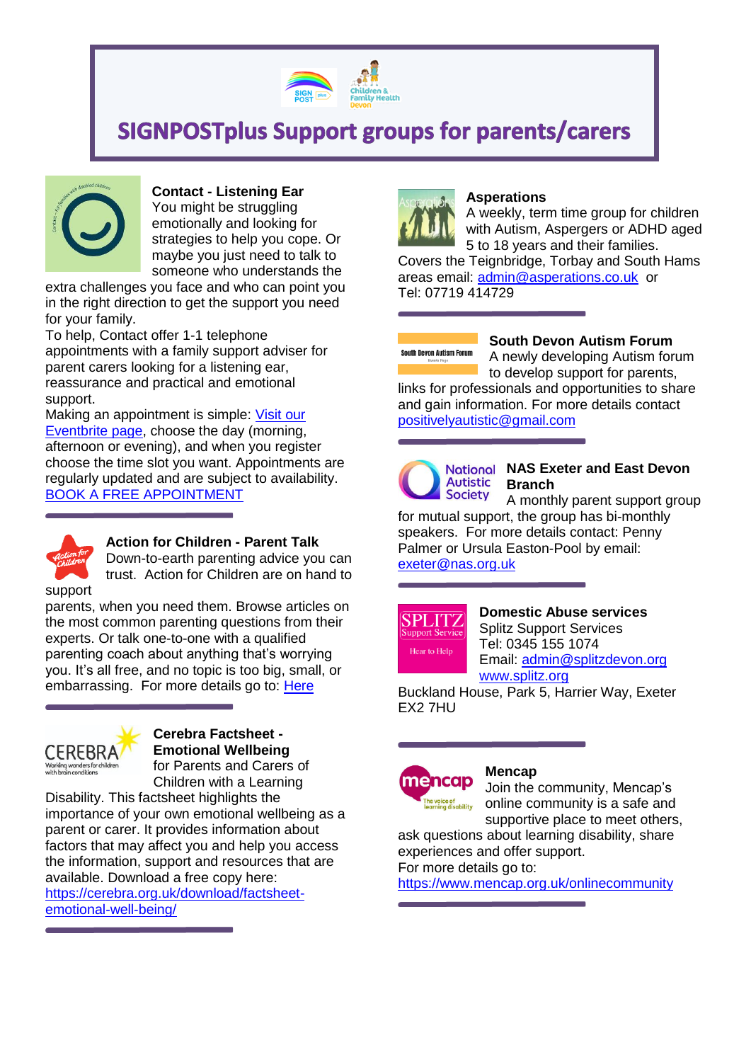# SIGNPOSTplus Support groups for parents/carers

### Contact - Listening Ear

You might be struggling emotionally and looking for strategies to help you cope. Or maybe you just need to talk to someone who understands the extra challenges you face and who can point you in the right direction to get the support you need for your family.

To help, Contact offer 1-1 telephone appointments with a family support adviser for parent carers looking for a listening ear, reassurance and practical and emotional support.

Making an appointment is simple: Visit our Eventbrite page, choose the day (morning, afternoon or evening), and when you register choose the time slot you want. Appointments are regularly updated and are subject to availability. BOOK A FREE APPOINTMENT

### Action for Children - Parent Talk

Down-to-earth parenting advice you can trust. Action for Children are on hand to support parents, when you need them. Browse articles on the most common parenting questions from their experts. Or talk one-to-one with a qualified parenting coach about anything that's worrying you. It's all free, and no topic is too big, small, or embarrassing. For more details go to: Here

### Cerebra Factsheet - Emotional Wellbeing

for Parents and Carers of Children with a Learning Disability. This factsheet highlights the importance of your own emotional wellbeing as a parent or carer. It provides information about factors that may affect you and help you access the information, support and resources that are available. Download a free copy here: https://cerebra.org.uk/download/factsheet-emotional-well-being/

### Asperations

A weekly, term time group for children with Autism, Aspergers or ADHD aged 5 to 18 years and their families. Covers the Teignbridge, Torbay and South Hams areas email: admin@asperations.co.uk or Tel: 07719 414729

### South Devon Autism Forum

A newly developing Autism forum to develop support for parents, links for professionals and opportunities to share and gain information. For more details contact positivelyautistic@gmail.com

### NAS Exeter and East Devon Branch

A monthly parent support group for mutual support, the group has bi-monthly speakers. For more details contact: Penny Palmer or Ursula Easton-Pool by email: exeter@nas.org.uk

### Domestic Abuse services

Splitz Support Services
Tel: 0345 155 1074
Email: admin@splitzdevon.org
www.splitz.org
Buckland House, Park 5, Harrier Way, Exeter EX2 7HU

### Mencap

Join the community, Mencap's online community is a safe and supportive place to meet others, ask questions about learning disability, share experiences and offer support.
For more details go to:
https://www.mencap.org.uk/onlinecommunity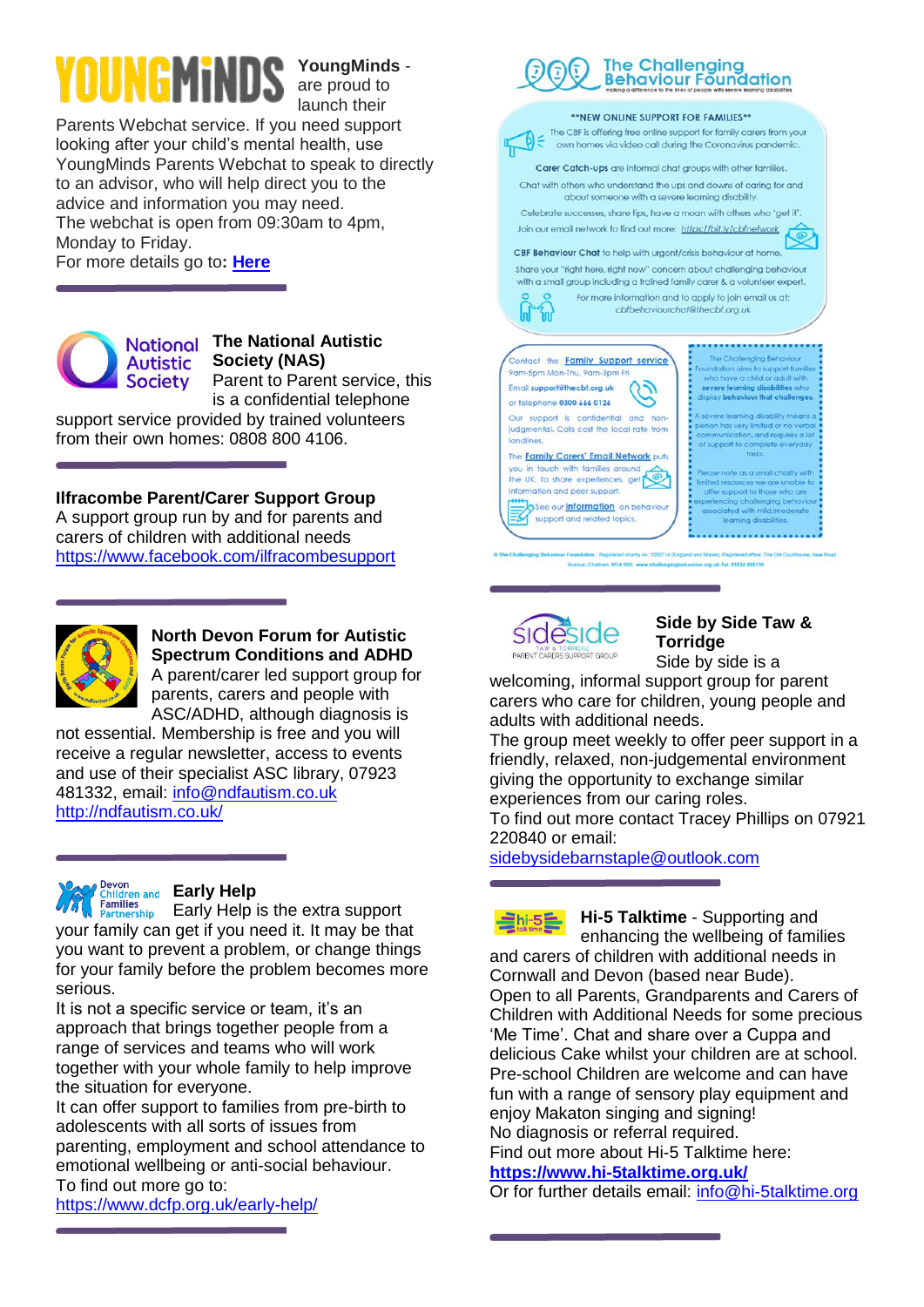**YoungMinds** - are proud to launch their Parents Webchat service. If you need support looking after your child's mental health, use YoungMinds Parents Webchat to speak to directly to an advisor, who will help direct you to the advice and information you may need.
The webchat is open from 09:30am to 4pm, Monday to Friday.
For more details go to**: Here**

**The National Autistic Society (NAS)**
Parent to Parent service, this is a confidential telephone support service provided by trained volunteers from their own homes: 0808 800 4106.

**Ilfracombe Parent/Carer Support Group**
A support group run by and for parents and carers of children with additional needs
https://www.facebook.com/ilfracombesupport

**North Devon Forum for Autistic Spectrum Conditions and ADHD**
A parent/carer led support group for parents, carers and people with ASC/ADHD, although diagnosis is not essential. Membership is free and you will receive a regular newsletter, access to events and use of their specialist ASC library, 07923 481332, email: info@ndfautism.co.uk
http://ndfautism.co.uk/

**Early Help**
Early Help is the extra support your family can get if you need it. It may be that you want to prevent a problem, or change things for your family before the problem becomes more serious.
It is not a specific service or team, it's an approach that brings together people from a range of services and teams who will work together with your whole family to help improve the situation for everyone.
It can offer support to families from pre-birth to adolescents with all sorts of issues from parenting, employment and school attendance to emotional wellbeing or anti-social behaviour.
To find out more go to:
https://www.dcfp.org.uk/early-help/

**The Challenging Behaviour Foundation**
making a difference to the lives of people with severe learning disabilities

**NEW ONLINE SUPPORT FOR FAMILIES**

The CBF is offering free online support for family carers from your own homes via video call during the Coronavirus pandemic.

**Carer Catch-ups** are informal chat groups with other families.
Chat with others who understand the ups and downs of caring for and about someone with a severe learning disability.
Celebrate successes, share tips, have a moan with others who 'get it'.
Join our email network to find out more: https://bit.ly/cbfnetwork

**CBF Behaviour Chat** to help with urgent/crisis behaviour at home.
Share your "right here, right now" concern about challenging behaviour with a small group including a trained family carer & a volunteer expert.
For more information and to apply to join email us at: cbfbehaviourchat@thecbf.org.uk

Contact the Family Support service 9am-5pm Mon-Thu, 9am-3pm Fri
Email support@thecbf.org.uk
or telephone 0300 666 0126
Our support is confidential and non-judgemental. Calls cost the local rate from landlines.
The Family Carers' Email Network puts you in touch with families around the UK, to share experiences, get information and peer support.
See our information on behaviour support and related topics.

The Challenging Behaviour Foundation aims to support families who have a child or adult with severe learning disabilities who display behaviour that challenges.
A severe learning disability means a person has very limited or no verbal communication, and requires a lot of support to complete everyday tasks.
Please note as a small charity with limited resources we are unable to offer support to those who are experiencing challenging behaviour associated with mild/moderate learning disabilities.

**Side by Side Taw & Torridge**
Side by side is a welcoming, informal support group for parent carers who care for children, young people and adults with additional needs.
The group meet weekly to offer peer support in a friendly, relaxed, non-judgemental environment giving the opportunity to exchange similar experiences from our caring roles.
To find out more contact Tracey Phillips on 07921 220840 or email:
sidebysidebarnstaple@outlook.com

**Hi-5 Talktime** - Supporting and enhancing the wellbeing of families and carers of children with additional needs in Cornwall and Devon (based near Bude).
Open to all Parents, Grandparents and Carers of Children with Additional Needs for some precious 'Me Time'. Chat and share over a Cuppa and delicious Cake whilst your children are at school.
Pre-school Children are welcome and can have fun with a range of sensory play equipment and enjoy Makaton singing and signing!
No diagnosis or referral required.
Find out more about Hi-5 Talktime here:
**https://www.hi-5talktime.org.uk/**
Or for further details email: info@hi-5talktime.org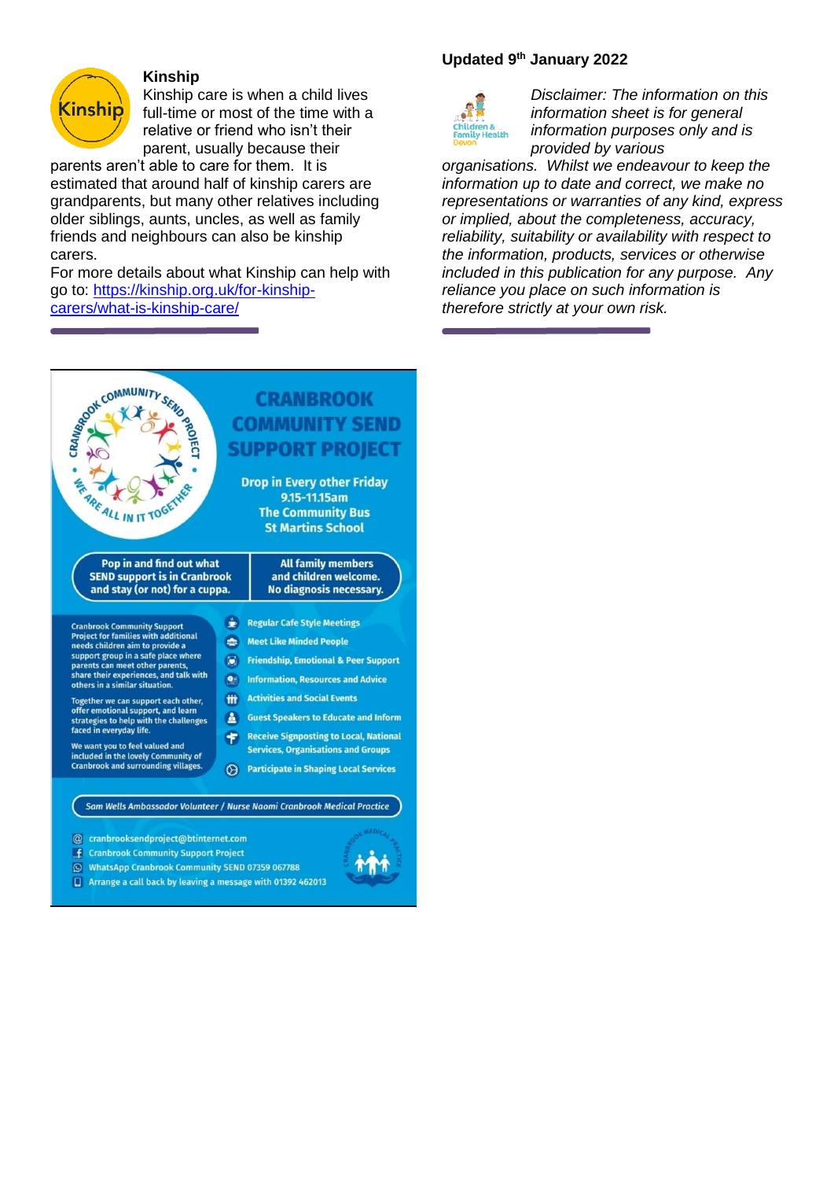## Kinship

Kinship care is when a child lives full-time or most of the time with a relative or friend who isn't their parent, usually because their parents aren't able to care for them. It is estimated that around half of kinship carers are grandparents, but many other relatives including older siblings, aunts, uncles, as well as family friends and neighbours can also be kinship carers.

For more details about what Kinship can help with go to: [https://kinship.org.uk/for-kinship-carers/what-is-kinship-care/](https://kinship.org.uk/for-kinship-carers/what-is-kinship-care/)

**Updated 9th January 2022**

*Disclaimer: The information on this information sheet is for general information purposes only and is provided by various organisations. Whilst we endeavour to keep the information up to date and correct, we make no representations or warranties of any kind, express or implied, about the completeness, accuracy, reliability, suitability or availability with respect to the information, products, services or otherwise included in this publication for any purpose. Any reliance you place on such information is therefore strictly at your own risk.*

## CRANBROOK COMMUNITY SEND SUPPORT PROJECT

CRANBROOK COMMUNITY SEND PROJECT • WE ARE ALL IN IT TOGETHER

**Drop in Every other Friday**
**9.15-11.15am**
**The Community Bus**
**St Martins School**

**Pop in and find out what SEND support is in Cranbrook and stay (or not) for a cuppa.**

**All family members and children welcome. No diagnosis necessary.**

Cranbrook Community Support Project for families with additional needs children aim to provide a support group in a safe place where parents can meet other parents, share their experiences, and talk with others in a similar situation.

Together we can support each other, offer emotional support, and learn strategies to help with the challenges faced in everyday life.

We want you to feel valued and included in the lovely Community of Cranbrook and surrounding villages.

- Regular Cafe Style Meetings
- Meet Like Minded People
- Friendship, Emotional & Peer Support
- Information, Resources and Advice
- Activities and Social Events
- Guest Speakers to Educate and Inform
- Receive Signposting to Local, National Services, Organisations and Groups
- Participate in Shaping Local Services

*Sam Wells Ambassador Volunteer / Nurse Naomi Cranbrook Medical Practice*

- cranbrooksendproject@btinternet.com
- Cranbrook Community Support Project
- WhatsApp Cranbrook Community SEND 07359 067788
- Arrange a call back by leaving a message with 01392 462013

CRANBROOK MEDICAL PRACTICE